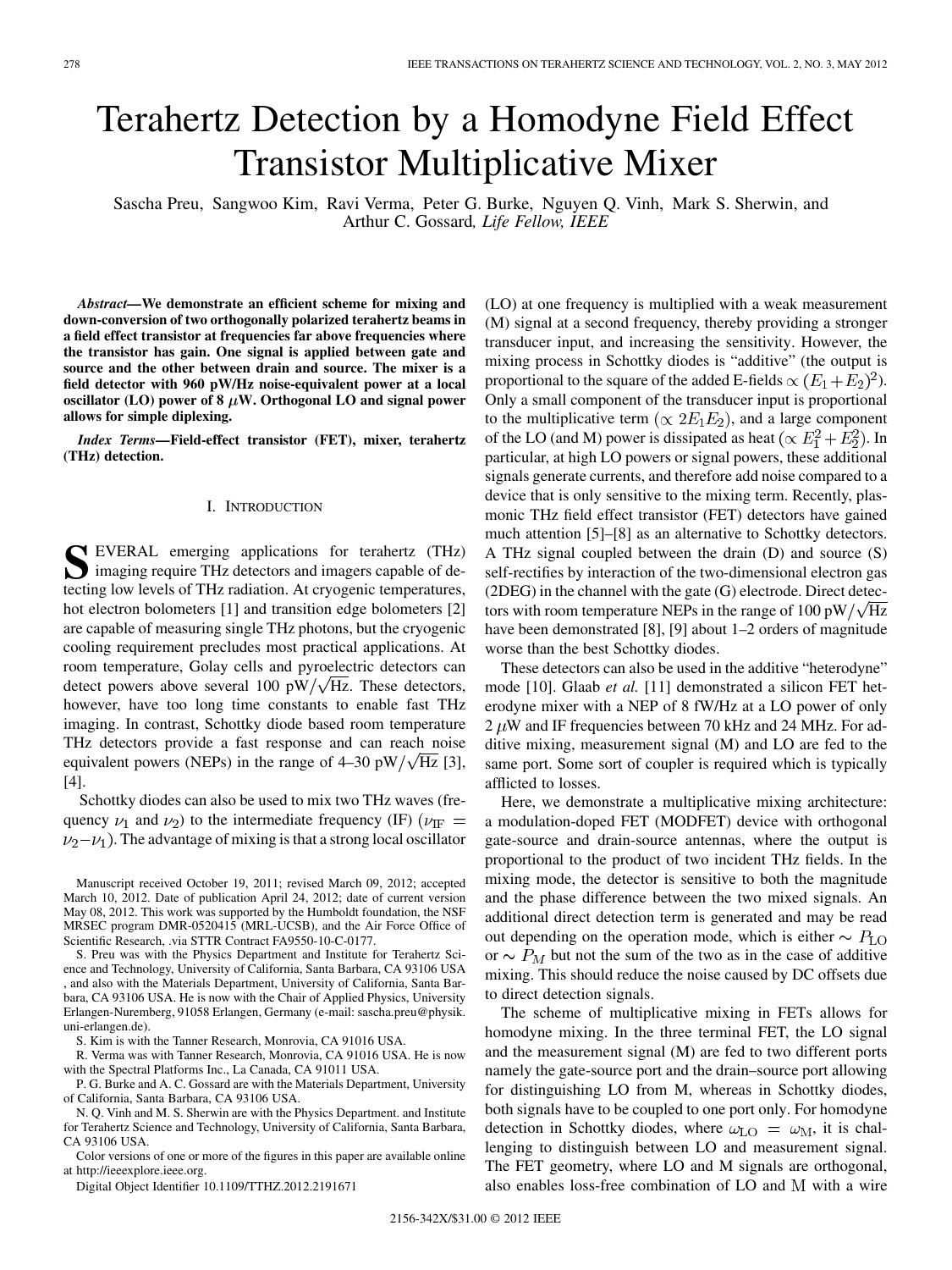# Terahertz Detection by a Homodyne Field Effect Transistor Multiplicative Mixer

Sascha Preu, Sangwoo Kim, Ravi Verma, Peter G. Burke, Nguyen Q. Vinh, Mark S. Sherwin, and Arthur C. Gossard, *Life Fellow, IEEE*

***Abstract*—We demonstrate an efficient scheme for mixing and down-conversion of two orthogonally polarized terahertz beams in a field effect transistor at frequencies far above frequencies where the transistor has gain. One signal is applied between gate and source and the other between drain and source. The mixer is a field detector with 960 pW/Hz noise-equivalent power at a local oscillator (LO) power of 8 $\mu$W. Orthogonal LO and signal power allows for simple diplexing.**

***Index Terms*—Field-effect transistor (FET), mixer, terahertz (THz) detection.**

## I. Introduction

Several emerging applications for terahertz (THz) imaging require THz detectors and imagers capable of detecting low levels of THz radiation. At cryogenic temperatures, hot electron bolometers [1] and transition edge bolometers [2] are capable of measuring single THz photons, but the cryogenic cooling requirement precludes most practical applications. At room temperature, Golay cells and pyroelectric detectors can detect powers above several 100 pW/$\sqrt{\text{Hz}}$. These detectors, however, have too long time constants to enable fast THz imaging. In contrast, Schottky diode based room temperature THz detectors provide a fast response and can reach noise equivalent powers (NEPs) in the range of 4–30 pW/$\sqrt{\text{Hz}}$ [3], [4].

Schottky diodes can also be used to mix two THz waves (frequency $\nu_1$ and $\nu_2$) to the intermediate frequency (IF) ($\nu_{\text{IF}} = \nu_2 - \nu_1$). The advantage of mixing is that a strong local oscillator (LO) at one frequency is multiplied with a weak measurement (M) signal at a second frequency, thereby providing a stronger transducer input, and increasing the sensitivity. However, the mixing process in Schottky diodes is "additive" (the output is proportional to the square of the added E-fields $\propto (E_1 + E_2)^2$). Only a small component of the transducer input is proportional to the multiplicative term ($\propto 2E_1E_2$), and a large component of the LO (and M) power is dissipated as heat ($\propto E_1^2 + E_2^2$). In particular, at high LO powers or signal powers, these additional signals generate currents, and therefore add noise compared to a device that is only sensitive to the mixing term. Recently, plasmonic THz field effect transistor (FET) detectors have gained much attention [5]–[8] as an alternative to Schottky detectors. A THz signal coupled between the drain (D) and source (S) self-rectifies by interaction of the two-dimensional electron gas (2DEG) in the channel with the gate (G) electrode. Direct detectors with room temperature NEPs in the range of 100 pW/$\sqrt{\text{Hz}}$ have been demonstrated [8], [9] about 1–2 orders of magnitude worse than the best Schottky diodes.

These detectors can also be used in the additive "heterodyne" mode [10]. Glaab *et al.* [11] demonstrated a silicon FET heterodyne mixer with a NEP of 8 fW/Hz at a LO power of only 2 $\mu$W and IF frequencies between 70 kHz and 24 MHz. For additive mixing, measurement signal (M) and LO are fed to the same port. Some sort of coupler is required which is typically afflicted to losses.

Here, we demonstrate a multiplicative mixing architecture: a modulation-doped FET (MODFET) device with orthogonal gate-source and drain-source antennas, where the output is proportional to the product of two incident THz fields. In the mixing mode, the detector is sensitive to both the magnitude and the phase difference between the two mixed signals. An additional direct detection term is generated and may be read out depending on the operation mode, which is either $\sim P_{\text{LO}}$ or $\sim P_M$ but not the sum of the two as in the case of additive mixing. This should reduce the noise caused by DC offsets due to direct detection signals.

The scheme of multiplicative mixing in FETs allows for homodyne mixing. In the three terminal FET, the LO signal and the measurement signal (M) are fed to two different ports namely the gate-source port and the drain–source port allowing for distinguishing LO from M, whereas in Schottky diodes, both signals have to be coupled to one port only. For homodyne detection in Schottky diodes, where $\omega_{\text{LO}} = \omega_{\text{M}}$, it is challenging to distinguish between LO and measurement signal. The FET geometry, where LO and M signals are orthogonal, also enables loss-free combination of LO and M with a wire

Manuscript received October 19, 2011; revised March 09, 2012; accepted March 10, 2012. Date of publication April 24, 2012; date of current version May 08, 2012. This work was supported by the Humboldt foundation, the NSF MRSEC program DMR-0520415 (MRL-UCSB), and the Air Force Office of Scientific Research, .via STTR Contract FA9550-10-C-0177.

S. Preu was with the Physics Department and Institute for Terahertz Science and Technology, University of California, Santa Barbara, CA 93106 USA , and also with the Materials Department, University of California, Santa Barbara, CA 93106 USA. He is now with the Chair of Applied Physics, University Erlangen-Nuremberg, 91058 Erlangen, Germany (e-mail: sascha.preu@physik.uni-erlangen.de).

S. Kim is with the Tanner Research, Monrovia, CA 91016 USA.

R. Verma was with Tanner Research, Monrovia, CA 91016 USA. He is now with the Spectral Platforms Inc., La Canada, CA 91011 USA.

P. G. Burke and A. C. Gossard are with the Materials Department, University of California, Santa Barbara, CA 93106 USA.

N. Q. Vinh and M. S. Sherwin are with the Physics Department. and Institute for Terahertz Science and Technology, University of California, Santa Barbara, CA 93106 USA.

Color versions of one or more of the figures in this paper are available online at http://ieeexplore.ieee.org.

Digital Object Identifier 10.1109/TTHZ.2012.2191671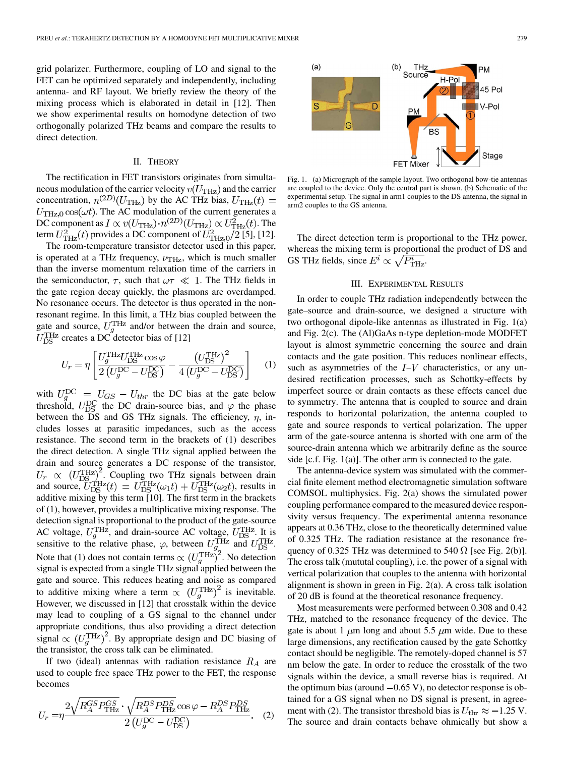grid polarizer. Furthermore, coupling of LO and signal to the FET can be optimized separately and independently, including antenna- and RF layout. We briefly review the theory of the mixing process which is elaborated in detail in [12]. Then we show experimental results on homodyne detection of two orthogonally polarized THz beams and compare the results to direct detection.

## II. Theory

The rectification in FET transistors originates from simultaneous modulation of the carrier velocity $v(U_{\mathrm{THz}})$ and the carrier concentration, $n^{(2D)}(U_{\mathrm{THz}})$ by the AC THz bias, $U_{\mathrm{THz}}(t) = U_{\mathrm{THz},0}\cos(\omega t)$. The AC modulation of the current generates a DC component as $I \propto v(U_{\mathrm{THz}}) \cdot n^{(2D)}(U_{\mathrm{THz}}) \propto U_{\mathrm{THz}}^2(t)$. The term $U_{\mathrm{THz}}^2(t)$ provides a DC component of $U_{\mathrm{THz},0}^2/2$ [5], [12].

The room-temperature transistor detector used in this paper, is operated at a THz frequency, $\nu_{\mathrm{THz}}$, which is much smaller than the inverse momentum relaxation time of the carriers in the semiconductor, $\tau$, such that $\omega\tau \ll 1$. The THz fields in the gate region decay quickly, the plasmons are overdamped. No resonance occurs. The detector is thus operated in the non-resonant regime. In this limit, a THz bias coupled between the gate and source, $U_g^{\mathrm{THz}}$ and/or between the drain and source, $U_{\mathrm{DS}}^{\mathrm{THz}}$ creates a DC detector bias of [12]

$$U_r = \eta \left[ \frac{U_g^{\mathrm{THz}} U_{\mathrm{DS}}^{\mathrm{THz}} \cos\varphi}{2\left(U_g^{\mathrm{DC}} - U_{\mathrm{DS}}^{\mathrm{DC}}\right)} - \frac{\left(U_{\mathrm{DS}}^{\mathrm{THz}}\right)^2}{4\left(U_g^{\mathrm{DC}} - U_{\mathrm{DS}}^{\mathrm{DC}}\right)} \right] \quad (1)$$

with $U_g^{\mathrm{DC}} = U_{GS} - U_{thr}$ the DC bias at the gate below threshold, $U_{\mathrm{DS}}^{\mathrm{DC}}$ the DC drain-source bias, and $\varphi$ the phase between the DS and GS THz signals. The efficiency, $\eta$, includes losses at parasitic impedances, such as the access resistance. The second term in the brackets of (1) describes the direct detection. A single THz signal applied between the drain and source generates a DC response of the transistor, $U_r \propto \left(U_{\mathrm{DS}}^{\mathrm{THz}}\right)^2$. Coupling two THz signals between drain and source, $U_{\mathrm{DS}}^{\mathrm{THz}}(t) = U_{\mathrm{DS}}^{\mathrm{THz}}(\omega_1 t) + U_{\mathrm{DS}}^{\mathrm{THz}}(\omega_2 t)$, results in additive mixing by this term [10]. The first term in the brackets of (1), however, provides a multiplicative mixing response. The detection signal is proportional to the product of the gate-source AC voltage, $U_g^{\mathrm{THz}}$, and drain-source AC voltage, $U_{\mathrm{DS}}^{\mathrm{THz}}$. It is sensitive to the relative phase, $\varphi$, between $U_g^{\mathrm{THz}}$ and $U_{\mathrm{DS}}^{\mathrm{THz}}$. Note that (1) does not contain terms $\propto \left(U_g^{\mathrm{THz}}\right)^2$. No detection signal is expected from a single THz signal applied between the gate and source. This reduces heating and noise as compared to additive mixing where a term $\propto \left(U_g^{\mathrm{THz}}\right)^2$ is inevitable. However, we discussed in [12] that crosstalk within the device may lead to coupling of a GS signal to the channel under appropriate conditions, thus also providing a direct detection signal $\propto \left(U_g^{\mathrm{THz}}\right)^2$. By appropriate design and DC biasing of the transistor, the cross talk can be eliminated.

If two (ideal) antennas with radiation resistance $R_A$ are used to couple free space THz power to the FET, the response becomes

$$U_r = \eta \frac{2\sqrt{R_A^{GS} P_{\mathrm{THz}}^{GS}} \cdot \sqrt{R_A^{DS} P_{\mathrm{THz}}^{DS}} \cos\varphi - R_A^{DS} P_{\mathrm{THz}}^{DS}}{2\left(U_g^{\mathrm{DC}} - U_{\mathrm{DS}}^{\mathrm{DC}}\right)}. \quad (2)$$

Fig. 1. (a) Micrograph of the sample layout. Two orthogonal bow-tie antennas are coupled to the device. Only the central part is shown. (b) Schematic of the experimental setup. The signal in arm1 couples to the DS antenna, the signal in arm2 couples to the GS antenna.

The direct detection term is proportional to the THz power, whereas the mixing term is proportional the product of DS and GS THz fields, since $E^i \propto \sqrt{P_{\mathrm{THz}}^i}$.

## III. Experimental Results

In order to couple THz radiation independently between the gate–source and drain-source, we designed a structure with two orthogonal dipole-like antennas as illustrated in Fig. 1(a) and Fig. 2(c). The (Al)GaAs n-type depletion-mode MODFET layout is almost symmetric concerning the source and drain contacts and the gate position. This reduces nonlinear effects, such as asymmetries of the $I$–$V$ characteristics, or any undesired rectification processes, such as Schottky-effects by imperfect source or drain contacts as these effects cancel due to symmetry. The antenna that is coupled to source and drain responds to horizontal polarization, the antenna coupled to gate and source responds to vertical polarization. The upper arm of the gate-source antenna is shorted with one arm of the source-drain antenna which we arbitrarily define as the source side [c.f. Fig. 1(a)]. The other arm is connected to the gate.

The antenna-device system was simulated with the commercial finite element method electromagnetic simulation software COMSOL multiphysics. Fig. 2(a) shows the simulated power coupling performance compared to the measured device responsivity versus frequency. The experimental antenna resonance appears at 0.36 THz, close to the theoretically determined value of 0.325 THz. The radiation resistance at the resonance frequency of 0.325 THz was determined to 540 Ω [see Fig. 2(b)]. The cross talk (mututal coupling), i.e. the power of a signal with vertical polarization that couples to the antenna with horizontal alignment is shown in green in Fig. 2(a). A cross talk isolation of 20 dB is found at the theoretical resonance frequency.

Most measurements were performed between 0.308 and 0.42 THz, matched to the resonance frequency of the device. The gate is about 1 $\mu$m long and about 5.5 $\mu$m wide. Due to these large dimensions, any rectification caused by the gate Schottky contact should be negligible. The remotely-doped channel is 57 nm below the gate. In order to reduce the crosstalk of the two signals within the device, a small reverse bias is required. At the optimum bias (around −0.65 V), no detector response is obtained for a GS signal when no DS signal is present, in agreement with (2). The transistor threshold bias is $U_{\mathrm{thr}} \approx -1.25$ V. The source and drain contacts behave ohmically but show a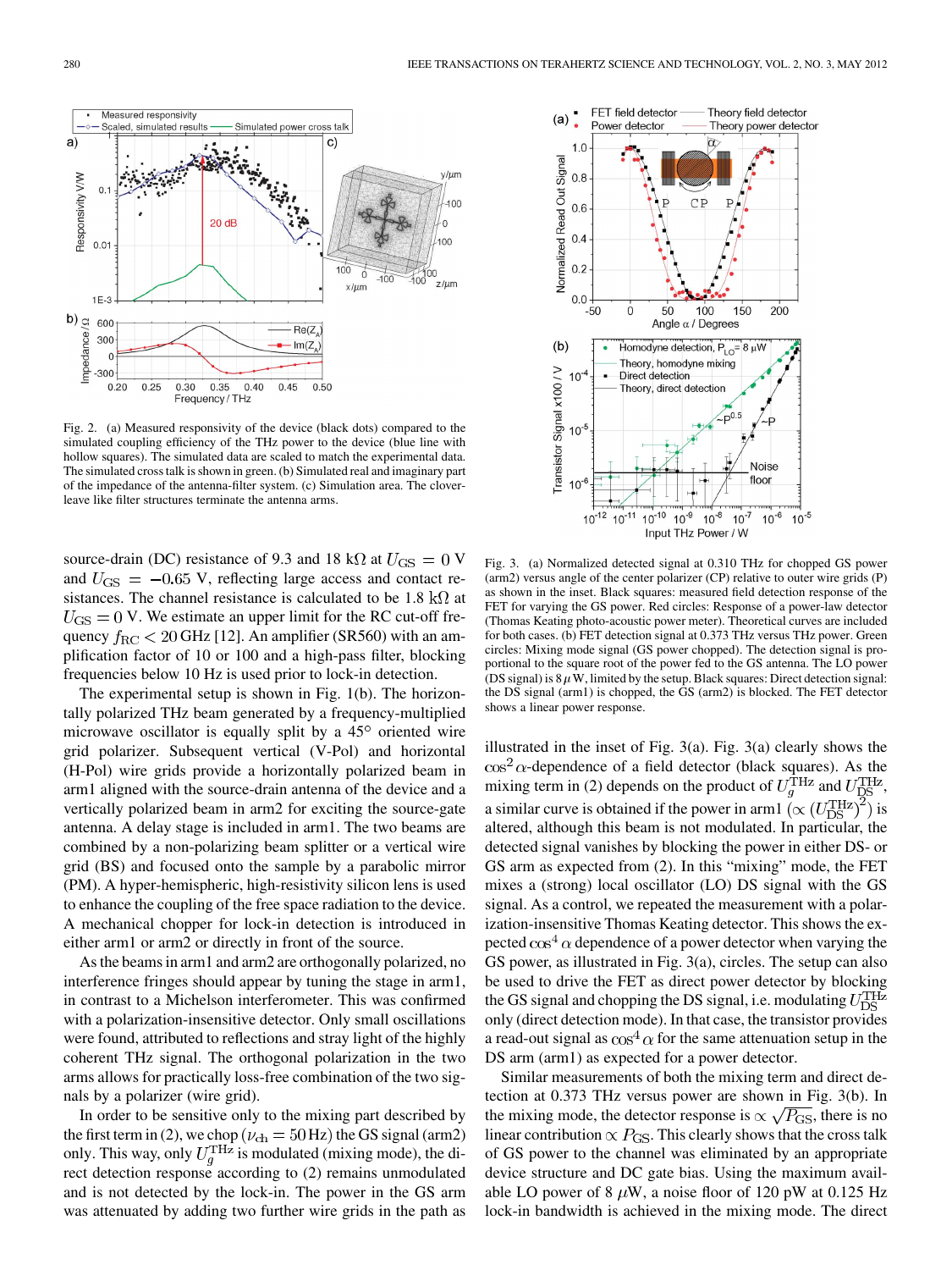Fig. 2. (a) Measured responsivity of the device (black dots) compared to the simulated coupling efficiency of the THz power to the device (blue line with hollow squares). The simulated data are scaled to match the experimental data. The simulated cross talk is shown in green. (b) Simulated real and imaginary part of the impedance of the antenna-filter system. (c) Simulation area. The cloverleave like filter structures terminate the antenna arms.

source-drain (DC) resistance of 9.3 and 18 kΩ at $U_{\rm GS} = 0$ V and $U_{\rm GS} = -0.65$ V, reflecting large access and contact resistances. The channel resistance is calculated to be 1.8 kΩ at $U_{\rm GS} = 0$ V. We estimate an upper limit for the RC cut-off frequency $f_{\rm RC} < 20$ GHz [12]. An amplifier (SR560) with an amplification factor of 10 or 100 and a high-pass filter, blocking frequencies below 10 Hz is used prior to lock-in detection.

The experimental setup is shown in Fig. 1(b). The horizontally polarized THz beam generated by a frequency-multiplied microwave oscillator is equally split by a 45° oriented wire grid polarizer. Subsequent vertical (V-Pol) and horizontal (H-Pol) wire grids provide a horizontally polarized beam in arm1 aligned with the source-drain antenna of the device and a vertically polarized beam in arm2 for exciting the source-gate antenna. A delay stage is included in arm1. The two beams are combined by a non-polarizing beam splitter or a vertical wire grid (BS) and focused onto the sample by a parabolic mirror (PM). A hyper-hemispheric, high-resistivity silicon lens is used to enhance the coupling of the free space radiation to the device. A mechanical chopper for lock-in detection is introduced in either arm1 or arm2 or directly in front of the source.

As the beams in arm1 and arm2 are orthogonally polarized, no interference fringes should appear by tuning the stage in arm1, in contrast to a Michelson interferometer. This was confirmed with a polarization-insensitive detector. Only small oscillations were found, attributed to reflections and stray light of the highly coherent THz signal. The orthogonal polarization in the two arms allows for practically loss-free combination of the two signals by a polarizer (wire grid).

In order to be sensitive only to the mixing part described by the first term in (2), we chop ($\nu_{\rm ch} = 50$ Hz) the GS signal (arm2) only. This way, only $U_g^{\rm THz}$ is modulated (mixing mode), the direct detection response according to (2) remains unmodulated and is not detected by the lock-in. The power in the GS arm was attenuated by adding two further wire grids in the path as illustrated in the inset of Fig. 3(a). Fig. 3(a) clearly shows the $\cos^2\alpha$-dependence of a field detector (black squares). As the mixing term in (2) depends on the product of $U_g^{\rm THz}$ and $U_{\rm DS}^{\rm THz}$, a similar curve is obtained if the power in arm1 ($\propto (U_{\rm DS}^{\rm THz})^2$) is altered, although this beam is not modulated. In particular, the detected signal vanishes by blocking the power in either DS- or GS arm as expected from (2). In this "mixing" mode, the FET mixes a (strong) local oscillator (LO) DS signal with the GS signal. As a control, we repeated the measurement with a polarization-insensitive Thomas Keating detector. This shows the expected $\cos^4\alpha$ dependence of a power detector when varying the GS power, as illustrated in Fig. 3(a), circles. The setup can also be used to drive the FET as direct power detector by blocking the GS signal and chopping the DS signal, i.e. modulating $U_{\rm DS}^{\rm THz}$ only (direct detection mode). In that case, the transistor provides a read-out signal as $\cos^4\alpha$ for the same attenuation setup in the DS arm (arm1) as expected for a power detector.

Similar measurements of both the mixing term and direct detection at 0.373 THz versus power are shown in Fig. 3(b). In the mixing mode, the detector response is $\propto \sqrt{P_{\rm GS}}$, there is no linear contribution $\propto P_{\rm GS}$. This clearly shows that the cross talk of GS power to the channel was eliminated by an appropriate device structure and DC gate bias. Using the maximum available LO power of 8 μW, a noise floor of 120 pW at 0.125 Hz lock-in bandwidth is achieved in the mixing mode. The direct

Fig. 3. (a) Normalized detected signal at 0.310 THz for chopped GS power (arm2) versus angle of the center polarizer (CP) relative to outer wire grids (P) as shown in the inset. Black squares: measured field detection response of the FET for varying the GS power. Red circles: Response of a power-law detector (Thomas Keating photo-acoustic power meter). Theoretical curves are included for both cases. (b) FET detection signal at 0.373 THz versus THz power. Green circles: Mixing mode signal (GS power chopped). The detection signal is proportional to the square root of the power fed to the GS antenna. The LO power (DS signal) is 8 μW, limited by the setup. Black squares: Direct detection signal: the DS signal (arm1) is chopped, the GS (arm2) is blocked. The FET detector shows a linear power response.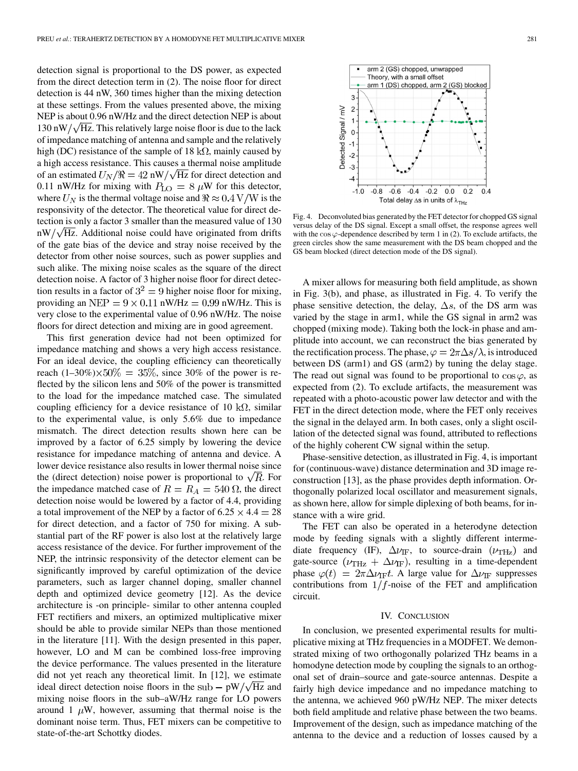detection signal is proportional to the DS power, as expected from the direct detection term in (2). The noise floor for direct detection is 44 nW, 360 times higher than the mixing detection at these settings. From the values presented above, the mixing NEP is about 0.96 nW/Hz and the direct detection NEP is about 130 nW/$\sqrt{\text{Hz}}$. This relatively large noise floor is due to the lack of impedance matching of antenna and sample and the relatively high (DC) resistance of the sample of 18 k$\Omega$, mainly caused by a high access resistance. This causes a thermal noise amplitude of an estimated $U_N/\Re = 42$ nW/$\sqrt{\text{Hz}}$ for direct detection and 0.11 nW/Hz for mixing with $P_{\text{LO}} = 8\ \mu$W for this detector, where $U_N$ is the thermal voltage noise and $\Re \approx 0.4$ V/W is the responsivity of the detector. The theoretical value for direct detection is only a factor 3 smaller than the measured value of 130 nW/$\sqrt{\text{Hz}}$. Additional noise could have originated from drifts of the gate bias of the device and stray noise received by the detector from other noise sources, such as power supplies and such alike. The mixing noise scales as the square of the direct detection noise. A factor of 3 higher noise floor for direct detection results in a factor of $3^2 = 9$ higher noise floor for mixing, providing an $\text{NEP} = 9 \times 0.11$ nW/Hz $= 0.99$ nW/Hz. This is very close to the experimental value of 0.96 nW/Hz. The noise floors for direct detection and mixing are in good agreement.

This first generation device had not been optimized for impedance matching and shows a very high access resistance. For an ideal device, the coupling efficiency can theoretically reach (1–30%)$\times$50% $= 35$%, since 30% of the power is reflected by the silicon lens and 50% of the power is transmitted to the load for the impedance matched case. The simulated coupling efficiency for a device resistance of 10 k$\Omega$, similar to the experimental value, is only 5.6% due to impedance mismatch. The direct detection results shown here can be improved by a factor of 6.25 simply by lowering the device resistance for impedance matching of antenna and device. A lower device resistance also results in lower thermal noise since the (direct detection) noise power is proportional to $\sqrt{R}$. For the impedance matched case of $R = R_A = 540\ \Omega$, the direct detection noise would be lowered by a factor of 4.4, providing a total improvement of the NEP by a factor of $6.25 \times 4.4 = 28$ for direct detection, and a factor of 750 for mixing. A substantial part of the RF power is also lost at the relatively large access resistance of the device. For further improvement of the NEP, the intrinsic responsivity of the detector element can be significantly improved by careful optimization of the device parameters, such as larger channel doping, smaller channel depth and optimized device geometry [12]. As the device architecture is -on principle- similar to other antenna coupled FET rectifiers and mixers, an optimized multiplicative mixer should be able to provide similar NEPs than those mentioned in the literature [11]. With the design presented in this paper, however, LO and M can be combined loss-free improving the device performance. The values presented in the literature did not yet reach any theoretical limit. In [12], we estimate ideal direct detection noise floors in the sub $-$ pW/$\sqrt{\text{Hz}}$ and mixing noise floors in the sub–aW/Hz range for LO powers around 1 $\mu$W, however, assuming that thermal noise is the dominant noise term. Thus, FET mixers can be competitive to state-of-the-art Schottky diodes.

Fig. 4. Deconvoluted bias generated by the FET detector for chopped GS signal versus delay of the DS signal. Except a small offset, the response agrees well with the $\cos\varphi$-dependence described by term 1 in (2). To exclude artifacts, the green circles show the same measurement with the DS beam chopped and the GS beam blocked (direct detection mode of the DS signal).

A mixer allows for measuring both field amplitude, as shown in Fig. 3(b), and phase, as illustrated in Fig. 4. To verify the phase sensitive detection, the delay, $\Delta s$, of the DS arm was varied by the stage in arm1, while the GS signal in arm2 was chopped (mixing mode). Taking both the lock-in phase and amplitude into account, we can reconstruct the bias generated by the rectification process. The phase, $\varphi = 2\pi\Delta s/\lambda$, is introduced between DS (arm1) and GS (arm2) by tuning the delay stage. The read out signal was found to be proportional to $\cos\varphi$, as expected from (2). To exclude artifacts, the measurement was repeated with a photo-acoustic power law detector and with the FET in the direct detection mode, where the FET only receives the signal in the delayed arm. In both cases, only a slight oscillation of the detected signal was found, attributed to reflections of the highly coherent CW signal within the setup.

Phase-sensitive detection, as illustrated in Fig. 4, is important for (continuous-wave) distance determination and 3D image reconstruction [13], as the phase provides depth information. Orthogonally polarized local oscillator and measurement signals, as shown here, allow for simple diplexing of both beams, for instance with a wire grid.

The FET can also be operated in a heterodyne detection mode by feeding signals with a slightly different intermediate frequency (IF), $\Delta\nu_{\text{IF}}$, to source-drain ($\nu_{\text{THz}}$) and gate-source ($\nu_{\text{THz}} + \Delta\nu_{\text{IF}}$), resulting in a time-dependent phase $\varphi(t) = 2\pi\Delta\nu_{\text{IF}}t$. A large value for $\Delta\nu_{\text{IF}}$ suppresses contributions from $1/f$-noise of the FET and amplification circuit.

## IV. Conclusion

In conclusion, we presented experimental results for multiplicative mixing at THz frequencies in a MODFET. We demonstrated mixing of two orthogonally polarized THz beams in a homodyne detection mode by coupling the signals to an orthogonal set of drain–source and gate-source antennas. Despite a fairly high device impedance and no impedance matching to the antenna, we achieved 960 pW/Hz NEP. The mixer detects both field amplitude and relative phase between the two beams. Improvement of the design, such as impedance matching of the antenna to the device and a reduction of losses caused by a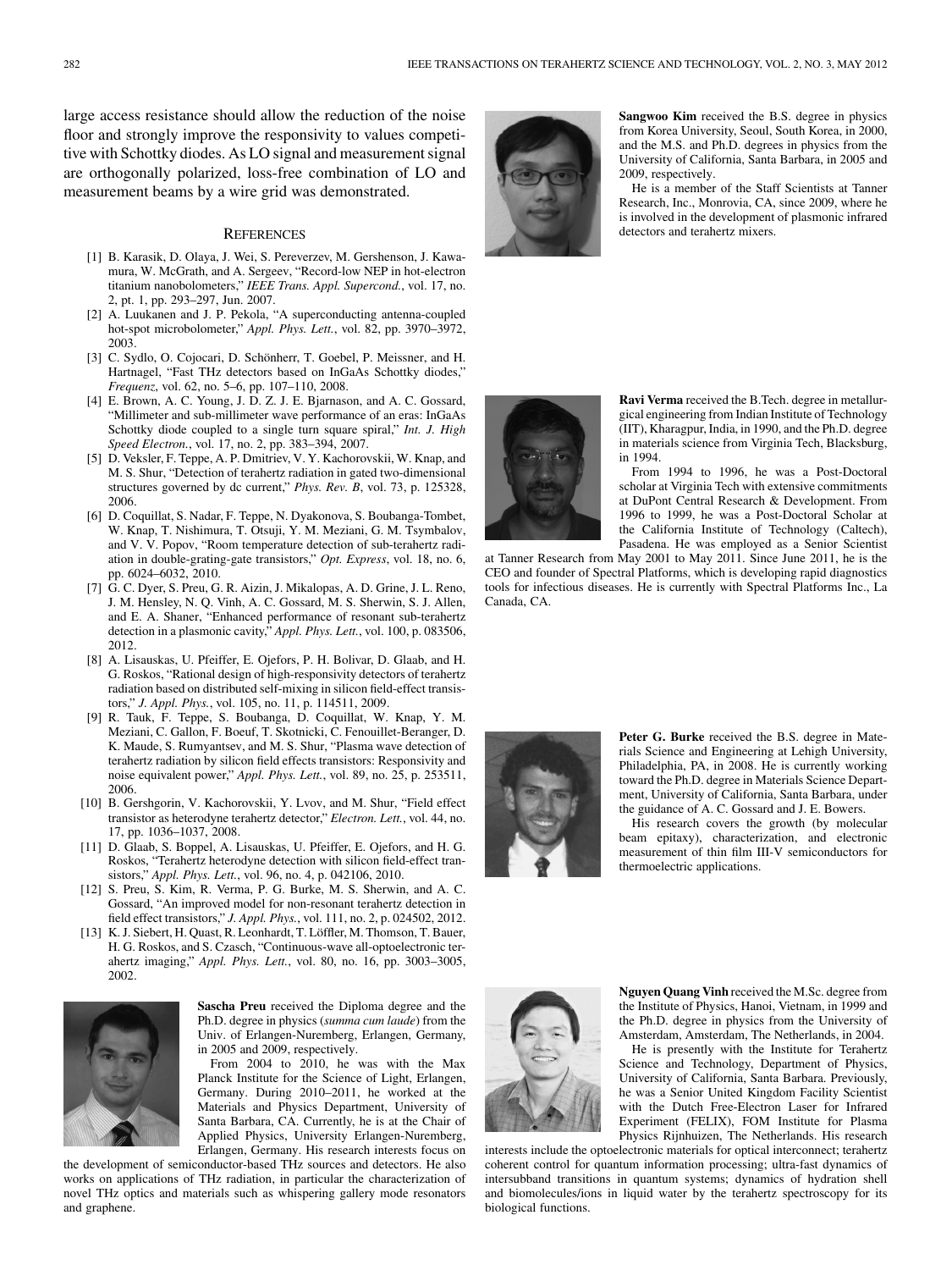large access resistance should allow the reduction of the noise floor and strongly improve the responsivity to values competitive with Schottky diodes. As LO signal and measurement signal are orthogonally polarized, loss-free combination of LO and measurement beams by a wire grid was demonstrated.

## References

[1] B. Karasik, D. Olaya, J. Wei, S. Pereverzev, M. Gershenson, J. Kawamura, W. McGrath, and A. Sergeev, "Record-low NEP in hot-electron titanium nanobolometers," *IEEE Trans. Appl. Supercond.*, vol. 17, no. 2, pt. 1, pp. 293–297, Jun. 2007.

[2] A. Luukanen and J. P. Pekola, "A superconducting antenna-coupled hot-spot microbolometer," *Appl. Phys. Lett.*, vol. 82, pp. 3970–3972, 2003.

[3] C. Sydlo, O. Cojocari, D. Schönherr, T. Goebel, P. Meissner, and H. Hartnagel, "Fast THz detectors based on InGaAs Schottky diodes," *Frequenz*, vol. 62, no. 5–6, pp. 107–110, 2008.

[4] E. Brown, A. C. Young, J. D. Z. J. E. Bjarnason, and A. C. Gossard, "Millimeter and sub-millimeter wave performance of an eras: InGaAs Schottky diode coupled to a single turn square spiral," *Int. J. High Speed Electron.*, vol. 17, no. 2, pp. 383–394, 2007.

[5] D. Veksler, F. Teppe, A. P. Dmitriev, V. Y. Kachorovskii, W. Knap, and M. S. Shur, "Detection of terahertz radiation in gated two-dimensional structures governed by dc current," *Phys. Rev. B*, vol. 73, p. 125328, 2006.

[6] D. Coquillat, S. Nadar, F. Teppe, N. Dyakonova, S. Boubanga-Tombet, W. Knap, T. Nishimura, T. Otsuji, Y. M. Meziani, G. M. Tsymbalov, and V. V. Popov, "Room temperature detection of sub-terahertz radiation in double-grating-gate transistors," *Opt. Express*, vol. 18, no. 6, pp. 6024–6032, 2010.

[7] G. C. Dyer, S. Preu, G. R. Aizin, J. Mikalopas, A. D. Grine, J. L. Reno, J. M. Hensley, N. Q. Vinh, A. C. Gossard, M. S. Sherwin, S. J. Allen, and E. A. Shaner, "Enhanced performance of resonant sub-terahertz detection in a plasmonic cavity," *Appl. Phys. Lett.*, vol. 100, p. 083506, 2012.

[8] A. Lisauskas, U. Pfeiffer, E. Ojefors, P. H. Bolivar, D. Glaab, and H. G. Roskos, "Rational design of high-responsivity detectors of terahertz radiation based on distributed self-mixing in silicon field-effect transistors," *J. Appl. Phys.*, vol. 105, no. 11, p. 114511, 2009.

[9] R. Tauk, F. Teppe, S. Boubanga, D. Coquillat, W. Knap, Y. M. Meziani, C. Gallon, F. Boeuf, T. Skotnicki, C. Fenouillet-Beranger, D. K. Maude, S. Rumyantsev, and M. S. Shur, "Plasma wave detection of terahertz radiation by silicon field effects transistors: Responsivity and noise equivalent power," *Appl. Phys. Lett.*, vol. 89, no. 25, p. 253511, 2006.

[10] B. Gershgorin, V. Kachorovskii, Y. Lvov, and M. Shur, "Field effect transistor as heterodyne terahertz detector," *Electron. Lett.*, vol. 44, no. 17, pp. 1036–1037, 2008.

[11] D. Glaab, S. Boppel, A. Lisauskas, U. Pfeiffer, E. Ojefors, and H. G. Roskos, "Terahertz heterodyne detection with silicon field-effect transistors," *Appl. Phys. Lett.*, vol. 96, no. 4, p. 042106, 2010.

[12] S. Preu, S. Kim, R. Verma, P. G. Burke, M. S. Sherwin, and A. C. Gossard, "An improved model for non-resonant terahertz detection in field effect transistors," *J. Appl. Phys.*, vol. 111, no. 2, p. 024502, 2012.

[13] K. J. Siebert, H. Quast, R. Leonhardt, T. Löffler, M. Thomson, T. Bauer, H. G. Roskos, and S. Czasch, "Continuous-wave all-optoelectronic terahertz imaging," *Appl. Phys. Lett.*, vol. 80, no. 16, pp. 3003–3005, 2002.

**Sascha Preu** received the Diploma degree and the Ph.D. degree in physics (*summa cum laude*) from the Univ. of Erlangen-Nuremberg, Erlangen, Germany, in 2005 and 2009, respectively.

From 2004 to 2010, he was with the Max Planck Institute for the Science of Light, Erlangen, Germany. During 2010–2011, he worked at the Materials and Physics Department, University of Santa Barbara, CA. Currently, he is at the Chair of Applied Physics, University Erlangen-Nuremberg, Erlangen, Germany. His research interests focus on the development of semiconductor-based THz sources and detectors. He also works on applications of THz radiation, in particular the characterization of novel THz optics and materials such as whispering gallery mode resonators and graphene.

**Sangwoo Kim** received the B.S. degree in physics from Korea University, Seoul, South Korea, in 2000, and the M.S. and Ph.D. degrees in physics from the University of California, Santa Barbara, in 2005 and 2009, respectively.

He is a member of the Staff Scientists at Tanner Research, Inc., Monrovia, CA, since 2009, where he is involved in the development of plasmonic infrared detectors and terahertz mixers.

**Ravi Verma** received the B.Tech. degree in metallurgical engineering from Indian Institute of Technology (IIT), Kharagpur, India, in 1990, and the Ph.D. degree in materials science from Virginia Tech, Blacksburg, in 1994.

From 1994 to 1996, he was a Post-Doctoral scholar at Virginia Tech with extensive commitments at DuPont Central Research & Development. From 1996 to 1999, he was a Post-Doctoral Scholar at the California Institute of Technology (Caltech), Pasadena. He was employed as a Senior Scientist at Tanner Research from May 2001 to May 2011. Since June 2011, he is the CEO and founder of Spectral Platforms, which is developing rapid diagnostics tools for infectious diseases. He is currently with Spectral Platforms Inc., La Canada, CA.

**Peter G. Burke** received the B.S. degree in Materials Science and Engineering at Lehigh University, Philadelphia, PA, in 2008. He is currently working toward the Ph.D. degree in Materials Science Department, University of California, Santa Barbara, under the guidance of A. C. Gossard and J. E. Bowers.

His research covers the growth (by molecular beam epitaxy), characterization, and electronic measurement of thin film III-V semiconductors for thermoelectric applications.

**Nguyen Quang Vinh** received the M.Sc. degree from the Institute of Physics, Hanoi, Vietnam, in 1999 and the Ph.D. degree in physics from the University of Amsterdam, Amsterdam, The Netherlands, in 2004.

He is presently with the Institute for Terahertz Science and Technology, Department of Physics, University of California, Santa Barbara. Previously, he was a Senior United Kingdom Facility Scientist with the Dutch Free-Electron Laser for Infrared Experiment (FELIX), FOM Institute for Plasma Physics Rijnhuizen, The Netherlands. His research interests include the optoelectronic materials for optical interconnect; terahertz coherent control for quantum information processing; ultra-fast dynamics of intersubband transitions in quantum systems; dynamics of hydration shell and biomolecules/ions in liquid water by the terahertz spectroscopy for its biological functions.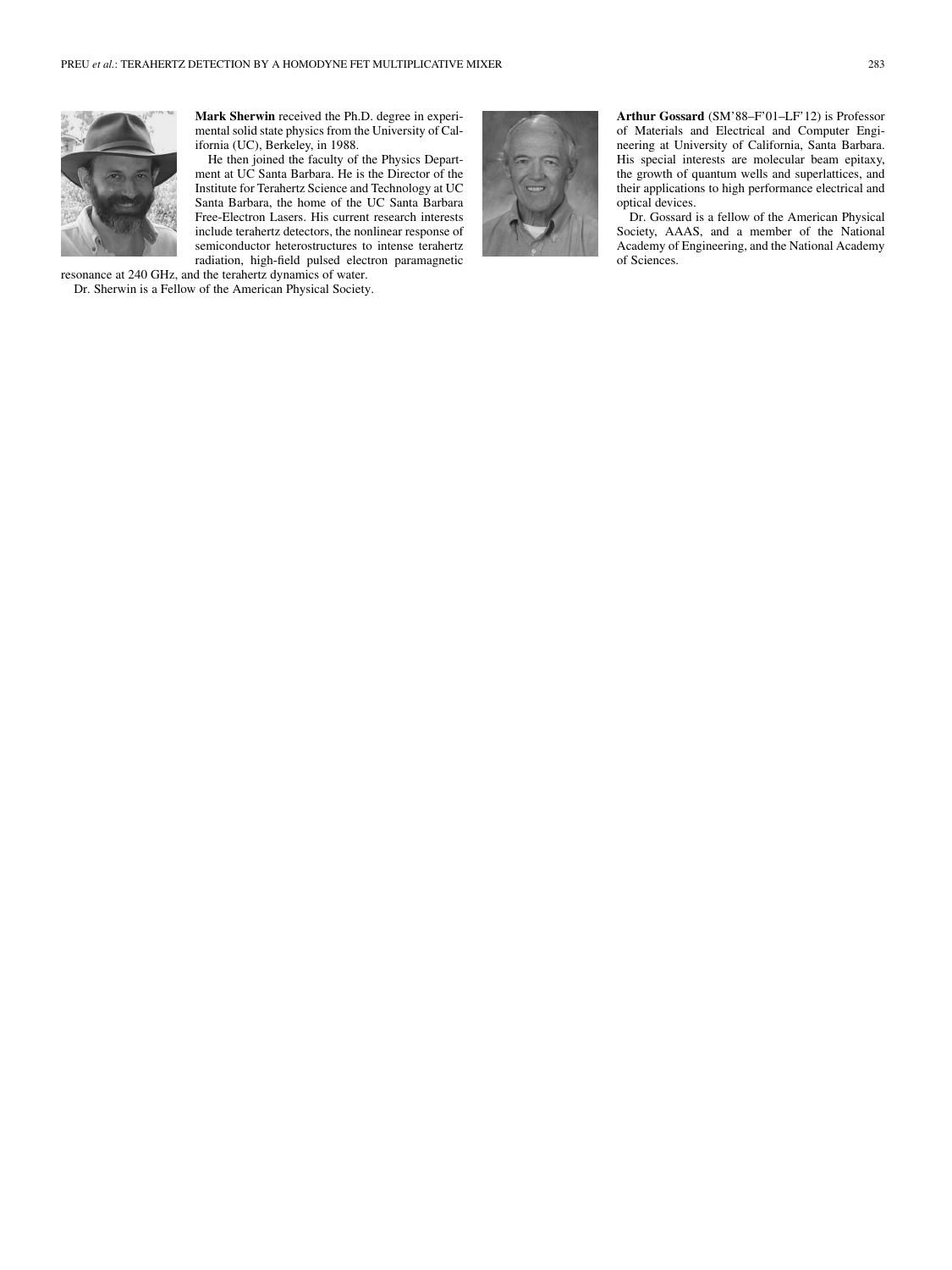**Mark Sherwin** received the Ph.D. degree in experimental solid state physics from the University of California (UC), Berkeley, in 1988.

He then joined the faculty of the Physics Department at UC Santa Barbara. He is the Director of the Institute for Terahertz Science and Technology at UC Santa Barbara, the home of the UC Santa Barbara Free-Electron Lasers. His current research interests include terahertz detectors, the nonlinear response of semiconductor heterostructures to intense terahertz radiation, high-field pulsed electron paramagnetic resonance at 240 GHz, and the terahertz dynamics of water.

Dr. Sherwin is a Fellow of the American Physical Society.

**Arthur Gossard** (SM'88–F'01–LF'12) is Professor of Materials and Electrical and Computer Engineering at University of California, Santa Barbara. His special interests are molecular beam epitaxy, the growth of quantum wells and superlattices, and their applications to high performance electrical and optical devices.

Dr. Gossard is a fellow of the American Physical Society, AAAS, and a member of the National Academy of Engineering, and the National Academy of Sciences.